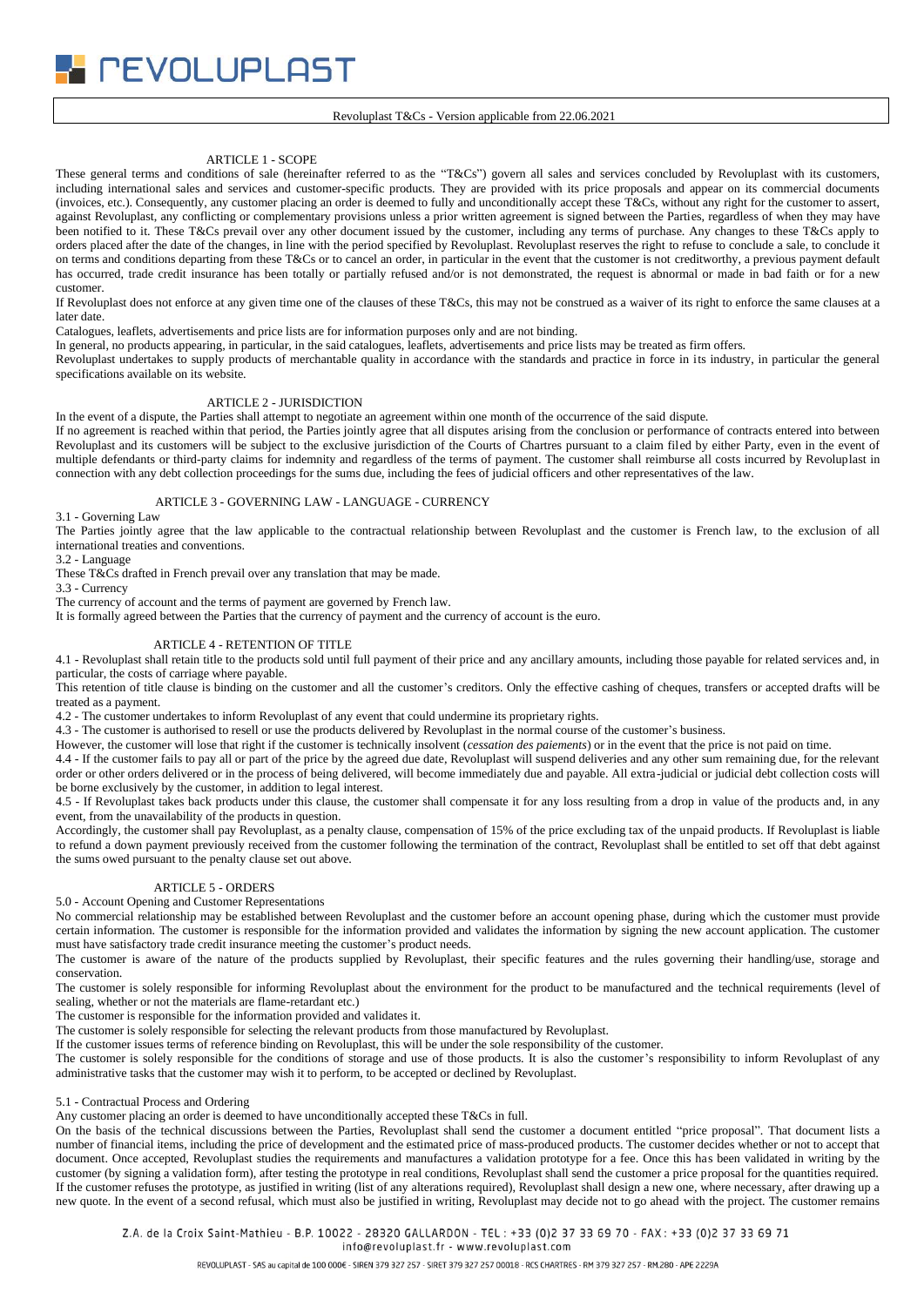Revoluplast T&Cs - Version applicable from 22.06.2021

## ARTICLE 1 - SCOPE

These general terms and conditions of sale (hereinafter referred to as the "T&Cs") govern all sales and services concluded by Revoluplast with its customers, including international sales and services and customer-specific products. They are provided with its price proposals and appear on its commercial documents (invoices, etc.). Consequently, any customer placing an order is deemed to fully and unconditionally accept these T&Cs, without any right for the customer to assert, against Revoluplast, any conflicting or complementary provisions unless a prior written agreement is signed between the Parties, regardless of when they may have been notified to it. These T&Cs prevail over any other document issued by the customer, including any terms of purchase. Any changes to these T&Cs apply to orders placed after the date of the changes, in line with the period specified by Revoluplast. Revoluplast reserves the right to refuse to conclude a sale, to conclude it on terms and conditions departing from these T&Cs or to cancel an order, in particular in the event that the customer is not creditworthy, a previous payment default has occurred, trade credit insurance has been totally or partially refused and/or is not demonstrated, the request is abnormal or made in bad faith or for a new customer.

If Revoluplast does not enforce at any given time one of the clauses of these T&Cs, this may not be construed as a waiver of its right to enforce the same clauses at a later date.

Catalogues, leaflets, advertisements and price lists are for information purposes only and are not binding.

In general, no products appearing, in particular, in the said catalogues, leaflets, advertisements and price lists may be treated as firm offers.

Revoluplast undertakes to supply products of merchantable quality in accordance with the standards and practice in force in its industry, in particular the general specifications available on its website.

## ARTICLE 2 - JURISDICTION

In the event of a dispute, the Parties shall attempt to negotiate an agreement within one month of the occurrence of the said dispute.

If no agreement is reached within that period, the Parties jointly agree that all disputes arising from the conclusion or performance of contracts entered into between Revoluplast and its customers will be subject to the exclusive jurisdiction of the Courts of Chartres pursuant to a claim filed by either Party, even in the event of multiple defendants or third-party claims for indemnity and regardless of the terms of payment. The customer shall reimburse all costs incurred by Revoluplast in connection with any debt collection proceedings for the sums due, including the fees of judicial officers and other representatives of the law.

## ARTICLE 3 - GOVERNING LAW - LANGUAGE - CURRENCY

3.1 - Governing Law

The Parties jointly agree that the law applicable to the contractual relationship between Revoluplast and the customer is French law, to the exclusion of all international treaties and conventions.

3.2 - Language

These T&Cs drafted in French prevail over any translation that may be made.

3.3 - Currency

The currency of account and the terms of payment are governed by French law.

It is formally agreed between the Parties that the currency of payment and the currency of account is the euro.

## ARTICLE 4 - RETENTION OF TITLE

4.1 - Revoluplast shall retain title to the products sold until full payment of their price and any ancillary amounts, including those payable for related services and, in particular, the costs of carriage where payable.

This retention of title clause is binding on the customer and all the customer's creditors. Only the effective cashing of cheques, transfers or accepted drafts will be treated as a payment.

4.2 - The customer undertakes to inform Revoluplast of any event that could undermine its proprietary rights.

4.3 - The customer is authorised to resell or use the products delivered by Revoluplast in the normal course of the customer's business.

However, the customer will lose that right if the customer is technically insolvent (*cessation des paiements*) or in the event that the price is not paid on time.

4.4 - If the customer fails to pay all or part of the price by the agreed due date, Revoluplast will suspend deliveries and any other sum remaining due, for the relevant order or other orders delivered or in the process of being delivered, will become immediately due and payable. All extra-judicial or judicial debt collection costs will be borne exclusively by the customer, in addition to legal interest.

4.5 - If Revoluplast takes back products under this clause, the customer shall compensate it for any loss resulting from a drop in value of the products and, in any event, from the unavailability of the products in question.

Accordingly, the customer shall pay Revoluplast, as a penalty clause, compensation of 15% of the price excluding tax of the unpaid products. If Revoluplast is liable to refund a down payment previously received from the customer following the termination of the contract, Revoluplast shall be entitled to set off that debt against the sums owed pursuant to the penalty clause set out above.

## ARTICLE 5 - ORDERS

5.0 - Account Opening and Customer Representations

No commercial relationship may be established between Revoluplast and the customer before an account opening phase, during which the customer must provide certain information. The customer is responsible for the information provided and validates the information by signing the new account application. The customer must have satisfactory trade credit insurance meeting the customer's product needs.

The customer is aware of the nature of the products supplied by Revoluplast, their specific features and the rules governing their handling/use, storage and conservation.

The customer is solely responsible for informing Revoluplast about the environment for the product to be manufactured and the technical requirements (level of sealing, whether or not the materials are flame-retardant etc.)

The customer is responsible for the information provided and validates it.

The customer is solely responsible for selecting the relevant products from those manufactured by Revoluplast.

If the customer issues terms of reference binding on Revoluplast, this will be under the sole responsibility of the customer.

The customer is solely responsible for the conditions of storage and use of those products. It is also the customer's responsibility to inform Revoluplast of any administrative tasks that the customer may wish it to perform, to be accepted or declined by Revoluplast.

5.1 - Contractual Process and Ordering

Any customer placing an order is deemed to have unconditionally accepted these T&Cs in full.

On the basis of the technical discussions between the Parties, Revoluplast shall send the customer a document entitled "price proposal". That document lists a number of financial items, including the price of development and the estimated price of mass-produced products. The customer decides whether or not to accept that document. Once accepted, Revoluplast studies the requirements and manufactures a validation prototype for a fee. Once this has been validated in writing by the customer (by signing a validation form), after testing the prototype in real conditions, Revoluplast shall send the customer a price proposal for the quantities required. If the customer refuses the prototype, as justified in writing (list of any alterations required), Revoluplast shall design a new one, where necessary, after drawing up a new quote. In the event of a second refusal, which must also be justified in writing, Revoluplast may decide not to go ahead with the project. The customer remains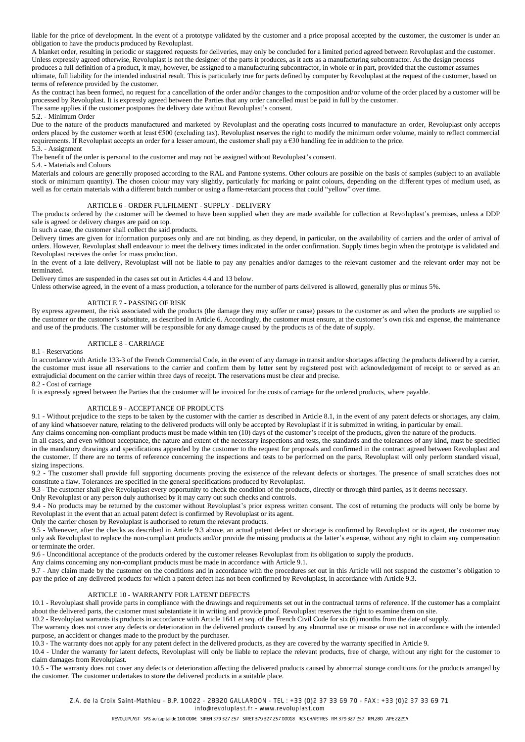liable for the price of development. In the event of a prototype validated by the customer and a price proposal accepted by the customer, the customer is under an obligation to have the products produced by Revoluplast.

A blanket order, resulting in periodic or staggered requests for deliveries, may only be concluded for a limited period agreed between Revoluplast and the customer. Unless expressly agreed otherwise, Revoluplast is not the designer of the parts it produces, as it acts as a manufacturing subcontractor. As the design process produces a full definition of a product, it may, however, be assigned to a manufacturing subcontractor, in whole or in part, provided that the customer assumes ultimate, full liability for the intended industrial result. This is particularly true for parts defined by computer by Revoluplast at the request of the customer, based on terms of reference provided by the customer.

As the contract has been formed, no request for a cancellation of the order and/or changes to the composition and/or volume of the order placed by a customer will be processed by Revoluplast. It is expressly agreed between the Parties that any order cancelled must be paid in full by the customer.

The same applies if the customer postpones the delivery date without Revoluplast's consent.

5.2. - Minimum Order

Due to the nature of the products manufactured and marketed by Revoluplast and the operating costs incurred to manufacture an order, Revoluplast only accepts orders placed by the customer worth at least €500 (excluding tax). Revoluplast reserves the right to modify the minimum order volume, mainly to reflect commercial requirements. If Revoluplast accepts an order for a lesser amount, the customer shall pay a €30 handling fee in addition to the price.

5.3. - Assignment

The benefit of the order is personal to the customer and may not be assigned without Revoluplast's consent.

5.4. - Materials and Colours

Materials and colours are generally proposed according to the RAL and Pantone systems. Other colours are possible on the basis of samples (subject to an available stock or minimum quantity). The chosen colour may vary slightly, particularly for marking or paint colours, depending on the different types of medium used, as well as for certain materials with a different batch number or using a flame-retardant process that could "yellow" over time.

## ARTICLE 6 - ORDER FULFILMENT - SUPPLY - DELIVERY

The products ordered by the customer will be deemed to have been supplied when they are made available for collection at Revoluplast's premises, unless a DDP sale is agreed or delivery charges are paid on top.

In such a case, the customer shall collect the said products.

Delivery times are given for information purposes only and are not binding, as they depend, in particular, on the availability of carriers and the order of arrival of orders. However, Revoluplast shall endeavour to meet the delivery times indicated in the order confirmation. Supply times begin when the prototype is validated and Revoluplast receives the order for mass production.

In the event of a late delivery, Revoluplast will not be liable to pay any penalties and/or damages to the relevant customer and the relevant order may not be terminated.

Delivery times are suspended in the cases set out in Articles 4.4 and 13 below.

Unless otherwise agreed, in the event of a mass production, a tolerance for the number of parts delivered is allowed, generally plus or minus 5%.

## ARTICLE 7 - PASSING OF RISK

By express agreement, the risk associated with the products (the damage they may suffer or cause) passes to the customer as and when the products are supplied to the customer or the customer's substitute, as described in Article 6. Accordingly, the customer must ensure, at the customer's own risk and expense, the maintenance and use of the products. The customer will be responsible for any damage caused by the products as of the date of supply.

## ARTICLE 8 - CARRIAGE

8.1 - Reservations

In accordance with Article 133-3 of the French Commercial Code, in the event of any damage in transit and/or shortages affecting the products delivered by a carrier, the customer must issue all reservations to the carrier and confirm them by letter sent by registered post with acknowledgement of receipt to or served as an extrajudicial document on the carrier within three days of receipt. The reservations must be clear and precise.

8.2 - Cost of carriage

It is expressly agreed between the Parties that the customer will be invoiced for the costs of carriage for the ordered products, where payable.

## ARTICLE 9 - ACCEPTANCE OF PRODUCTS

9.1 - Without prejudice to the steps to be taken by the customer with the carrier as described in Article 8.1, in the event of any patent defects or shortages, any claim, of any kind whatsoever nature, relating to the delivered products will only be accepted by Revoluplast if it is submitted in writing, in particular by email.

Any claims concerning non-compliant products must be made within ten (10) days of the customer's receipt of the products, given the nature of the products.

In all cases, and even without acceptance, the nature and extent of the necessary inspections and tests, the standards and the tolerances of any kind, must be specified in the mandatory drawings and specifications appended by the customer to the request for proposals and confirmed in the contract agreed between Revoluplast and the customer. If there are no terms of reference concerning the inspections and tests to be performed on the parts, Revoluplast will only perform standard visual, sizing inspections.

9.2 - The customer shall provide full supporting documents proving the existence of the relevant defects or shortages. The presence of small scratches does not constitute a flaw. Tolerances are specified in the general specifications produced by Revoluplast.

9.3 - The customer shall give Revoluplast every opportunity to check the condition of the products, directly or through third parties, as it deems necessary.

Only Revoluplast or any person duly authorised by it may carry out such checks and controls.

9.4 - No products may be returned by the customer without Revoluplast's prior express written consent. The cost of returning the products will only be borne by Revoluplast in the event that an actual patent defect is confirmed by Revoluplast or its agent.

Only the carrier chosen by Revoluplast is authorised to return the relevant products.

9.5 - Whenever, after the checks as described in Article 9.3 above, an actual patent defect or shortage is confirmed by Revoluplast or its agent, the customer may only ask Revoluplast to replace the non-compliant products and/or provide the missing products at the latter's expense, without any right to claim any compensation or terminate the order.

9.6 - Unconditional acceptance of the products ordered by the customer releases Revoluplast from its obligation to supply the products.

Any claims concerning any non-compliant products must be made in accordance with Article 9.1.

9.7 - Any claim made by the customer on the conditions and in accordance with the procedures set out in this Article will not suspend the customer's obligation to pay the price of any delivered products for which a patent defect has not been confirmed by Revoluplast, in accordance with Article 9.3.

## ARTICLE 10 - WARRANTY FOR LATENT DEFECTS

10.1 - Revoluplast shall provide parts in compliance with the drawings and requirements set out in the contractual terms of reference. If the customer has a complaint about the delivered parts, the customer must substantiate it in writing and provide proof. Revoluplast reserves the right to examine them on site.

10.2 - Revoluplast warrants its products in accordance with Article 1641 *et seq.* of the French Civil Code for six (6) months from the date of supply.

The warranty does not cover any defects or deterioration in the delivered products caused by any abnormal use or misuse or use not in accordance with the intended purpose, an accident or changes made to the product by the purchaser.

10.3 - The warranty does not apply for any patent defect in the delivered products, as they are covered by the warranty specified in Article 9.

10.4 - Under the warranty for latent defects, Revoluplast will only be liable to replace the relevant products, free of charge, without any right for the customer to claim damages from Revoluplast.

10.5 - The warranty does not cover any defects or deterioration affecting the delivered products caused by abnormal storage conditions for the products arranged by the customer. The customer undertakes to store the delivered products in a suitable place.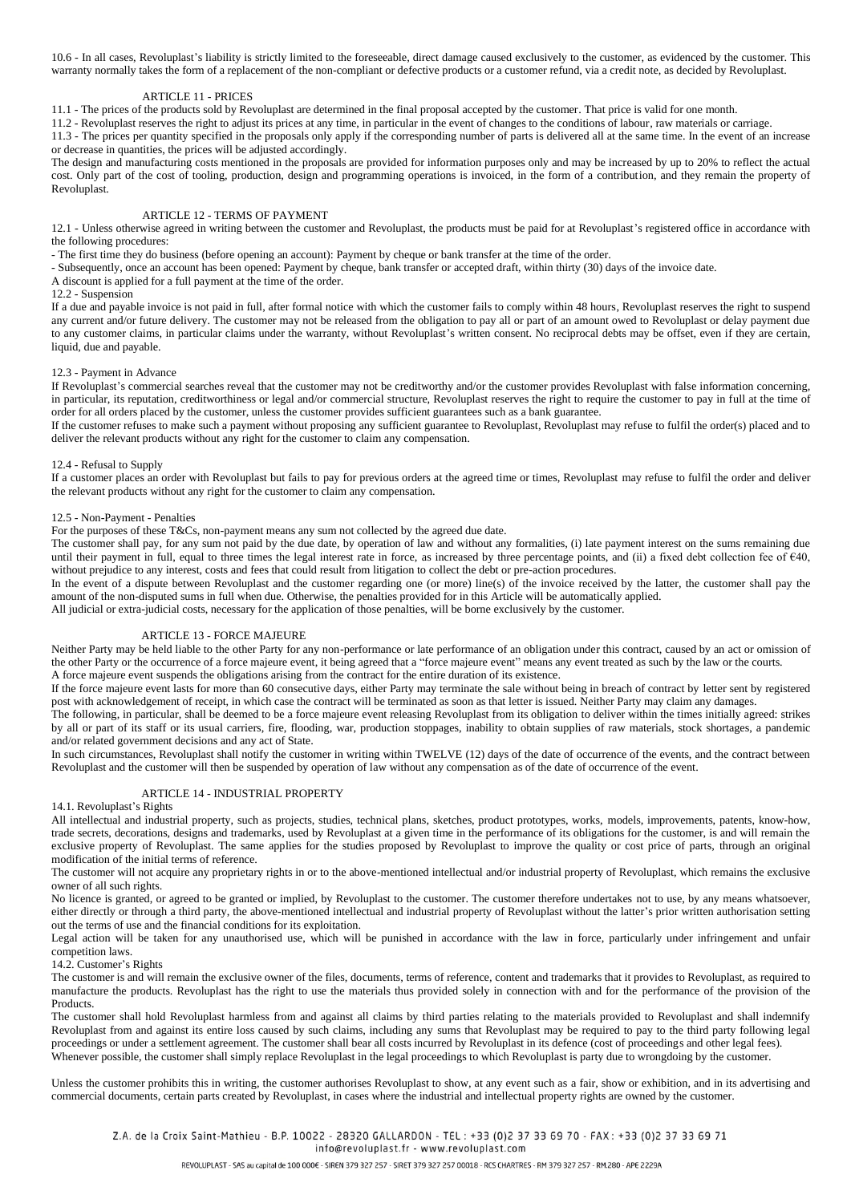10.6 - In all cases, Revoluplast's liability is strictly limited to the foreseeable, direct damage caused exclusively to the customer, as evidenced by the customer. This warranty normally takes the form of a replacement of the non-compliant or defective products or a customer refund, via a credit note, as decided by Revoluplast.

## ARTICLE 11 - PRICES

11.1 - The prices of the products sold by Revoluplast are determined in the final proposal accepted by the customer. That price is valid for one month.

11.2 - Revoluplast reserves the right to adjust its prices at any time, in particular in the event of changes to the conditions of labour, raw materials or carriage.

11.3 - The prices per quantity specified in the proposals only apply if the corresponding number of parts is delivered all at the same time. In the event of an increase or decrease in quantities, the prices will be adjusted accordingly.

The design and manufacturing costs mentioned in the proposals are provided for information purposes only and may be increased by up to 20% to reflect the actual cost. Only part of the cost of tooling, production, design and programming operations is invoiced, in the form of a contribution, and they remain the property of Revoluplast.

## ARTICLE 12 - TERMS OF PAYMENT

12.1 - Unless otherwise agreed in writing between the customer and Revoluplast, the products must be paid for at Revoluplast's registered office in accordance with the following procedures:

- The first time they do business (before opening an account): Payment by cheque or bank transfer at the time of the order.
- Subsequently, once an account has been opened: Payment by cheque, bank transfer or accepted draft, within thirty (30) days of the invoice date.

A discount is applied for a full payment at the time of the order.

12.2 - Suspension

If a due and payable invoice is not paid in full, after formal notice with which the customer fails to comply within 48 hours, Revoluplast reserves the right to suspend any current and/or future delivery. The customer may not be released from the obligation to pay all or part of an amount owed to Revoluplast or delay payment due to any customer claims, in particular claims under the warranty, without Revoluplast's written consent. No reciprocal debts may be offset, even if they are certain, liquid, due and payable.

12.3 - Payment in Advance

If Revoluplast's commercial searches reveal that the customer may not be creditworthy and/or the customer provides Revoluplast with false information concerning, in particular, its reputation, creditworthiness or legal and/or commercial structure, Revoluplast reserves the right to require the customer to pay in full at the time of order for all orders placed by the customer, unless the customer provides sufficient guarantees such as a bank guarantee.

If the customer refuses to make such a payment without proposing any sufficient guarantee to Revoluplast, Revoluplast may refuse to fulfil the order(s) placed and to deliver the relevant products without any right for the customer to claim any compensation.

12.4 - Refusal to Supply

If a customer places an order with Revoluplast but fails to pay for previous orders at the agreed time or times, Revoluplast may refuse to fulfil the order and deliver the relevant products without any right for the customer to claim any compensation.

12.5 - Non-Payment - Penalties

For the purposes of these T&Cs, non-payment means any sum not collected by the agreed due date.

The customer shall pay, for any sum not paid by the due date, by operation of law and without any formalities, (i) late payment interest on the sums remaining due until their payment in full, equal to three times the legal interest rate in force, as increased by three percentage points, and (ii) a fixed debt collection fee of €40, without prejudice to any interest, costs and fees that could result from litigation to collect the debt or pre-action procedures.

In the event of a dispute between Revoluplast and the customer regarding one (or more) line(s) of the invoice received by the latter, the customer shall pay the amount of the non-disputed sums in full when due. Otherwise, the penalties provided for in this Article will be automatically applied.

All judicial or extra-judicial costs, necessary for the application of those penalties, will be borne exclusively by the customer.

## ARTICLE 13 - FORCE MAJEURE

Neither Party may be held liable to the other Party for any non-performance or late performance of an obligation under this contract, caused by an act or omission of the other Party or the occurrence of a force majeure event, it being agreed that a "force majeure event" means any event treated as such by the law or the courts.

A force majeure event suspends the obligations arising from the contract for the entire duration of its existence.

If the force majeure event lasts for more than 60 consecutive days, either Party may terminate the sale without being in breach of contract by letter sent by registered post with acknowledgement of receipt, in which case the contract will be terminated as soon as that letter is issued. Neither Party may claim any damages.

The following, in particular, shall be deemed to be a force majeure event releasing Revoluplast from its obligation to deliver within the times initially agreed: strikes by all or part of its staff or its usual carriers, fire, flooding, war, production stoppages, inability to obtain supplies of raw materials, stock shortages, a pandemic and/or related government decisions and any act of State.

In such circumstances, Revoluplast shall notify the customer in writing within TWELVE (12) days of the date of occurrence of the events, and the contract between Revoluplast and the customer will then be suspended by operation of law without any compensation as of the date of occurrence of the event.

## ARTICLE 14 - INDUSTRIAL PROPERTY

14.1. Revoluplast's Rights

All intellectual and industrial property, such as projects, studies, technical plans, sketches, product prototypes, works, models, improvements, patents, know-how, trade secrets, decorations, designs and trademarks, used by Revoluplast at a given time in the performance of its obligations for the customer, is and will remain the exclusive property of Revoluplast. The same applies for the studies proposed by Revoluplast to improve the quality or cost price of parts, through an original modification of the initial terms of reference.

The customer will not acquire any proprietary rights in or to the above-mentioned intellectual and/or industrial property of Revoluplast, which remains the exclusive owner of all such rights.

No licence is granted, or agreed to be granted or implied, by Revoluplast to the customer. The customer therefore undertakes not to use, by any means whatsoever, either directly or through a third party, the above-mentioned intellectual and industrial property of Revoluplast without the latter's prior written authorisation setting out the terms of use and the financial conditions for its exploitation.

Legal action will be taken for any unauthorised use, which will be punished in accordance with the law in force, particularly under infringement and unfair competition laws.

14.2. Customer's Rights

The customer is and will remain the exclusive owner of the files, documents, terms of reference, content and trademarks that it provides to Revoluplast, as required to manufacture the products. Revoluplast has the right to use the materials thus provided solely in connection with and for the performance of the provision of the Products.

The customer shall hold Revoluplast harmless from and against all claims by third parties relating to the materials provided to Revoluplast and shall indemnify Revoluplast from and against its entire loss caused by such claims, including any sums that Revoluplast may be required to pay to the third party following legal proceedings or under a settlement agreement. The customer shall bear all costs incurred by Revoluplast in its defence (cost of proceedings and other legal fees). Whenever possible, the customer shall simply replace Revoluplast in the legal proceedings to which Revoluplast is party due to wrongdoing by the customer.

Unless the customer prohibits this in writing, the customer authorises Revoluplast to show, at any event such as a fair, show or exhibition, and in its advertising and commercial documents, certain parts created by Revoluplast, in cases where the industrial and intellectual property rights are owned by the customer.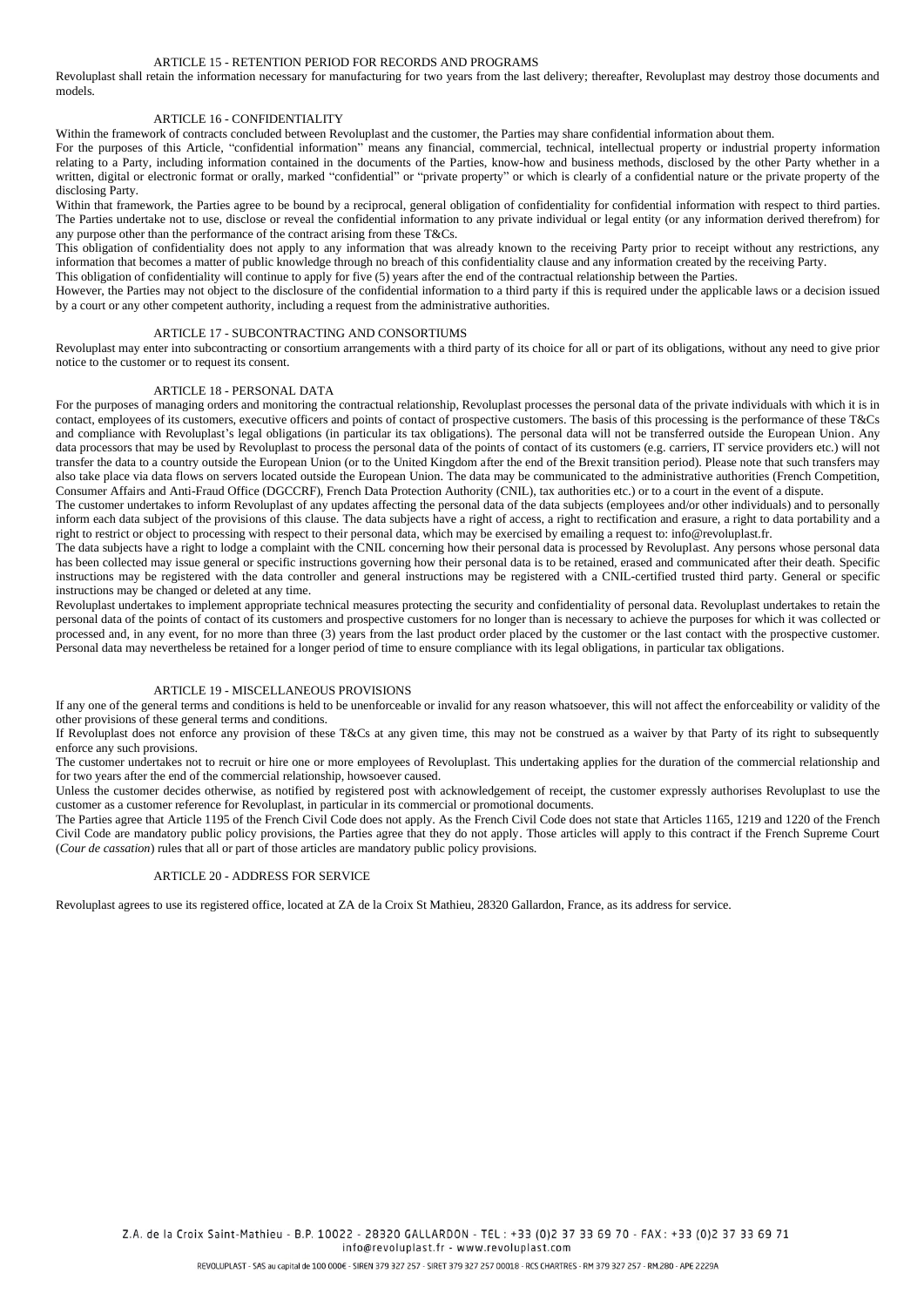### ARTICLE 15 - RETENTION PERIOD FOR RECORDS AND PROGRAMS

Revoluplast shall retain the information necessary for manufacturing for two years from the last delivery; thereafter, Revoluplast may destroy those documents and models.

### ARTICLE 16 - CONFIDENTIALITY

Within the framework of contracts concluded between Revoluplast and the customer, the Parties may share confidential information about them.

For the purposes of this Article, "confidential information" means any financial, commercial, technical, intellectual property or industrial property information relating to a Party, including information contained in the documents of the Parties, know-how and business methods, disclosed by the other Party whether in a written, digital or electronic format or orally, marked "confidential" or "private property" or which is clearly of a confidential nature or the private property of the disclosing Party.

Within that framework, the Parties agree to be bound by a reciprocal, general obligation of confidentiality for confidential information with respect to third parties. The Parties undertake not to use, disclose or reveal the confidential information to any private individual or legal entity (or any information derived therefrom) for any purpose other than the performance of the contract arising from these T&Cs.

This obligation of confidentiality does not apply to any information that was already known to the receiving Party prior to receipt without any restrictions, any information that becomes a matter of public knowledge through no breach of this confidentiality clause and any information created by the receiving Party.

This obligation of confidentiality will continue to apply for five (5) years after the end of the contractual relationship between the Parties.

However, the Parties may not object to the disclosure of the confidential information to a third party if this is required under the applicable laws or a decision issued by a court or any other competent authority, including a request from the administrative authorities.

### ARTICLE 17 - SUBCONTRACTING AND CONSORTIUMS

Revoluplast may enter into subcontracting or consortium arrangements with a third party of its choice for all or part of its obligations, without any need to give prior notice to the customer or to request its consent.

### ARTICLE 18 - PERSONAL DATA

For the purposes of managing orders and monitoring the contractual relationship, Revoluplast processes the personal data of the private individuals with which it is in contact, employees of its customers, executive officers and points of contact of prospective customers. The basis of this processing is the performance of these T&Cs and compliance with Revoluplast's legal obligations (in particular its tax obligations). The personal data will not be transferred outside the European Union. Any data processors that may be used by Revoluplast to process the personal data of the points of contact of its customers (e.g. carriers, IT service providers etc.) will not transfer the data to a country outside the European Union (or to the United Kingdom after the end of the Brexit transition period). Please note that such transfers may also take place via data flows on servers located outside the European Union. The data may be communicated to the administrative authorities (French Competition, Consumer Affairs and Anti-Fraud Office (DGCCRF), French Data Protection Authority (CNIL), tax authorities etc.) or to a court in the event of a dispute.

The customer undertakes to inform Revoluplast of any updates affecting the personal data of the data subjects (employees and/or other individuals) and to personally inform each data subject of the provisions of this clause. The data subjects have a right of access, a right to rectification and erasure, a right to data portability and a right to restrict or object to processing with respect to their personal data, which may be exercised by emailing a request to: info@revoluplast.fr.

The data subjects have a right to lodge a complaint with the CNIL concerning how their personal data is processed by Revoluplast. Any persons whose personal data has been collected may issue general or specific instructions governing how their personal data is to be retained, erased and communicated after their death. Specific instructions may be registered with the data controller and general instructions may be registered with a CNIL-certified trusted third party. General or specific instructions may be changed or deleted at any time.

Revoluplast undertakes to implement appropriate technical measures protecting the security and confidentiality of personal data. Revoluplast undertakes to retain the personal data of the points of contact of its customers and prospective customers for no longer than is necessary to achieve the purposes for which it was collected or processed and, in any event, for no more than three (3) years from the last product order placed by the customer or the last contact with the prospective customer. Personal data may nevertheless be retained for a longer period of time to ensure compliance with its legal obligations, in particular tax obligations.

### ARTICLE 19 - MISCELLANEOUS PROVISIONS

If any one of the general terms and conditions is held to be unenforceable or invalid for any reason whatsoever, this will not affect the enforceability or validity of the other provisions of these general terms and conditions.

If Revoluplast does not enforce any provision of these T&Cs at any given time, this may not be construed as a waiver by that Party of its right to subsequently enforce any such provisions.

The customer undertakes not to recruit or hire one or more employees of Revoluplast. This undertaking applies for the duration of the commercial relationship and for two years after the end of the commercial relationship, howsoever caused.

Unless the customer decides otherwise, as notified by registered post with acknowledgement of receipt, the customer expressly authorises Revoluplast to use the customer as a customer reference for Revoluplast, in particular in its commercial or promotional documents.

The Parties agree that Article 1195 of the French Civil Code does not apply. As the French Civil Code does not state that Articles 1165, 1219 and 1220 of the French Civil Code are mandatory public policy provisions, the Parties agree that they do not apply. Those articles will apply to this contract if the French Supreme Court (*Cour de cassation*) rules that all or part of those articles are mandatory public policy provisions.

### ARTICLE 20 - ADDRESS FOR SERVICE

Revoluplast agrees to use its registered office, located at ZA de la Croix St Mathieu, 28320 Gallardon, France, as its address for service.